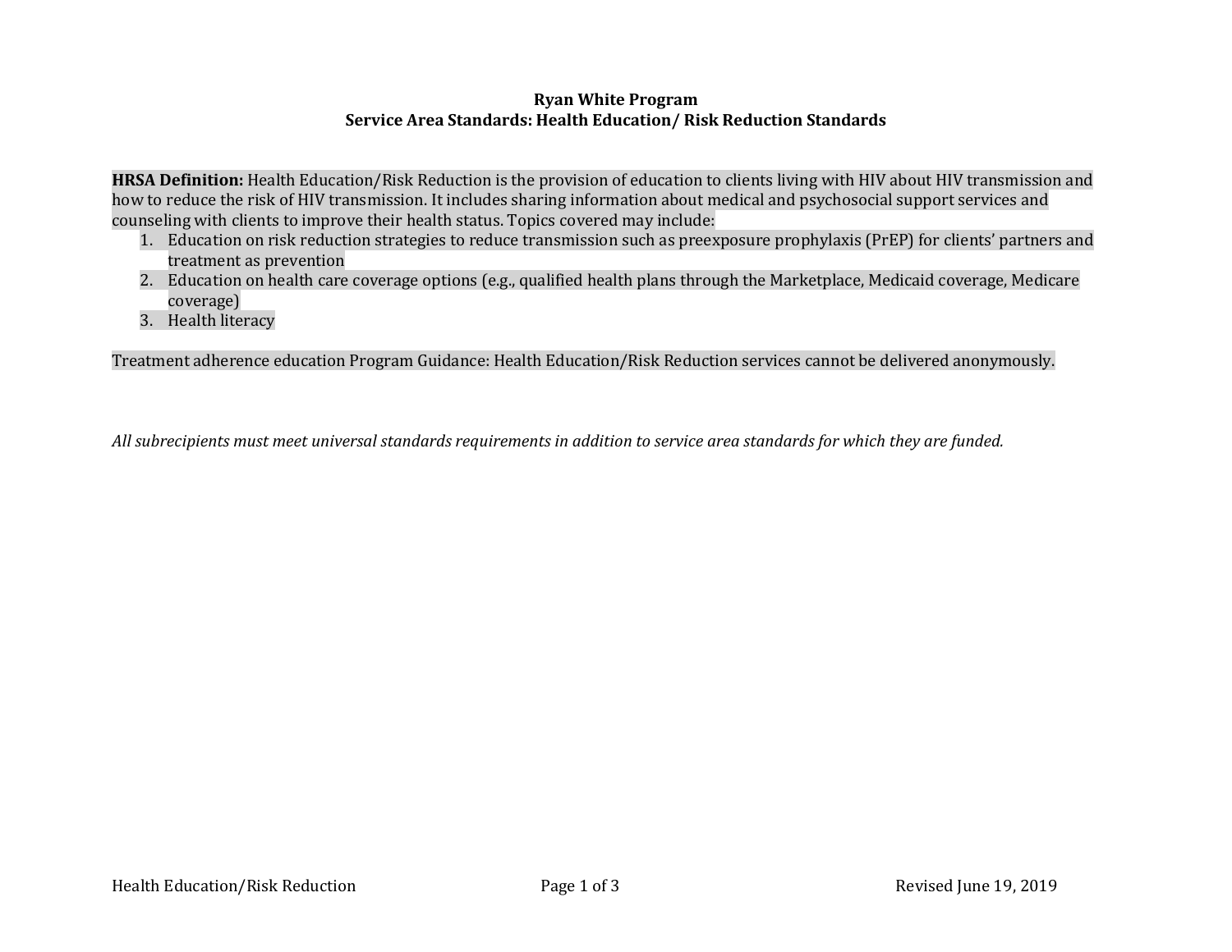**Ryan White Program**
**Service Area Standards: Health Education/ Risk Reduction Standards**

**HRSA Definition:** Health Education/Risk Reduction is the provision of education to clients living with HIV about HIV transmission and how to reduce the risk of HIV transmission. It includes sharing information about medical and psychosocial support services and counseling with clients to improve their health status. Topics covered may include:

1. Education on risk reduction strategies to reduce transmission such as preexposure prophylaxis (PrEP) for clients' partners and treatment as prevention
2. Education on health care coverage options (e.g., qualified health plans through the Marketplace, Medicaid coverage, Medicare coverage)
3. Health literacy

Treatment adherence education Program Guidance: Health Education/Risk Reduction services cannot be delivered anonymously.

*All subrecipients must meet universal standards requirements in addition to service area standards for which they are funded.*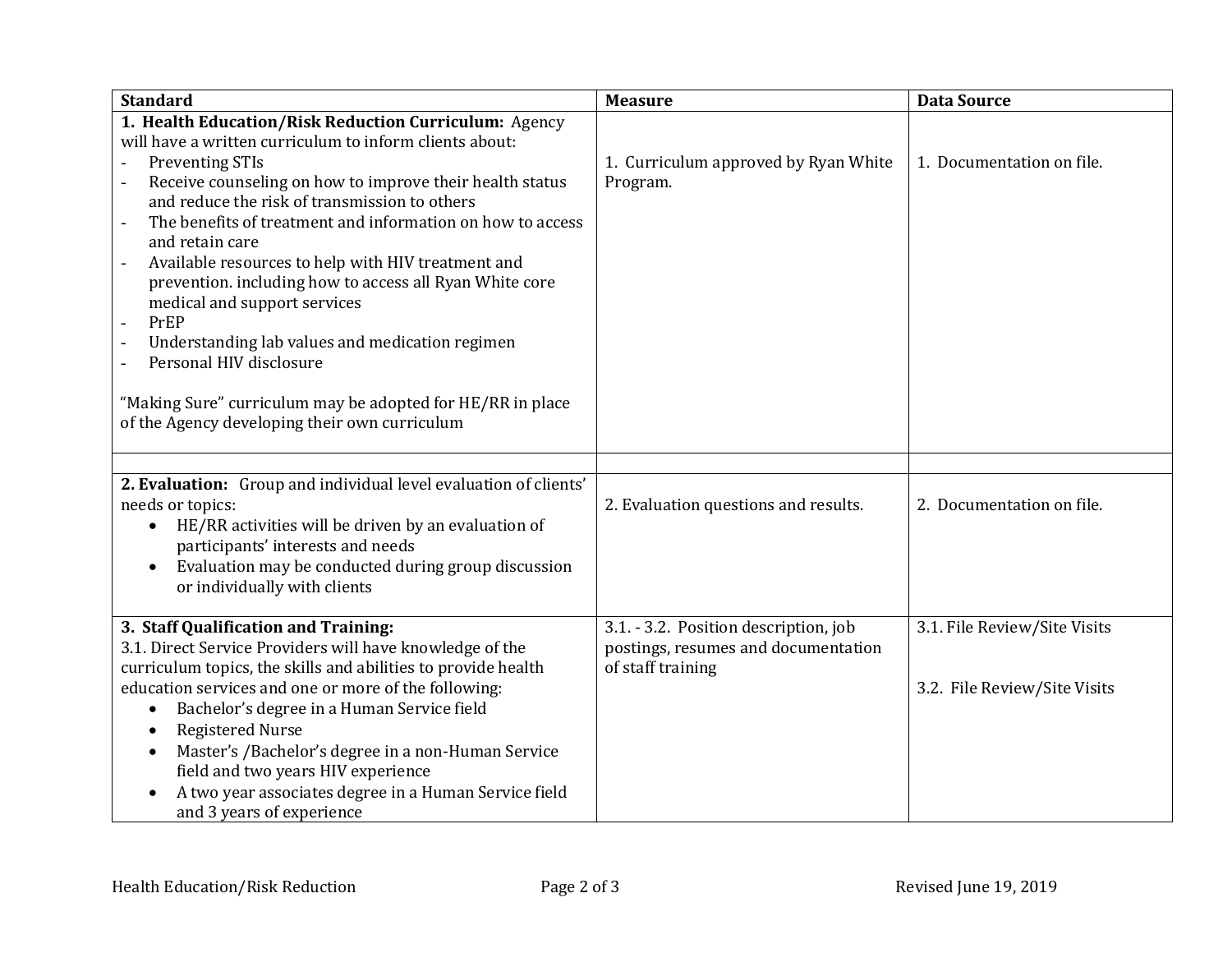| Standard | Measure | Data Source |
|---|---|---|
| **1. Health Education/Risk Reduction Curriculum:** Agency will have a written curriculum to inform clients about:<br>- Preventing STIs<br>- Receive counseling on how to improve their health status and reduce the risk of transmission to others<br>- The benefits of treatment and information on how to access and retain care<br>- Available resources to help with HIV treatment and prevention. including how to access all Ryan White core medical and support services<br>- PrEP<br>- Understanding lab values and medication regimen<br>- Personal HIV disclosure<br><br>“Making Sure” curriculum may be adopted for HE/RR in place of the Agency developing their own curriculum | 1. Curriculum approved by Ryan White Program. | 1. Documentation on file. |
| | | |
| **2. Evaluation:** Group and individual level evaluation of clients’ needs or topics:<br>• HE/RR activities will be driven by an evaluation of participants’ interests and needs<br>• Evaluation may be conducted during group discussion or individually with clients | 2. Evaluation questions and results. | 2. Documentation on file. |
| **3. Staff Qualification and Training:**<br>3.1. Direct Service Providers will have knowledge of the curriculum topics, the skills and abilities to provide health education services and one or more of the following:<br>• Bachelor’s degree in a Human Service field<br>• Registered Nurse<br>• Master’s /Bachelor’s degree in a non-Human Service field and two years HIV experience<br>• A two year associates degree in a Human Service field and 3 years of experience | 3.1. - 3.2. Position description, job postings, resumes and documentation of staff training | 3.1. File Review/Site Visits<br><br>3.2. File Review/Site Visits |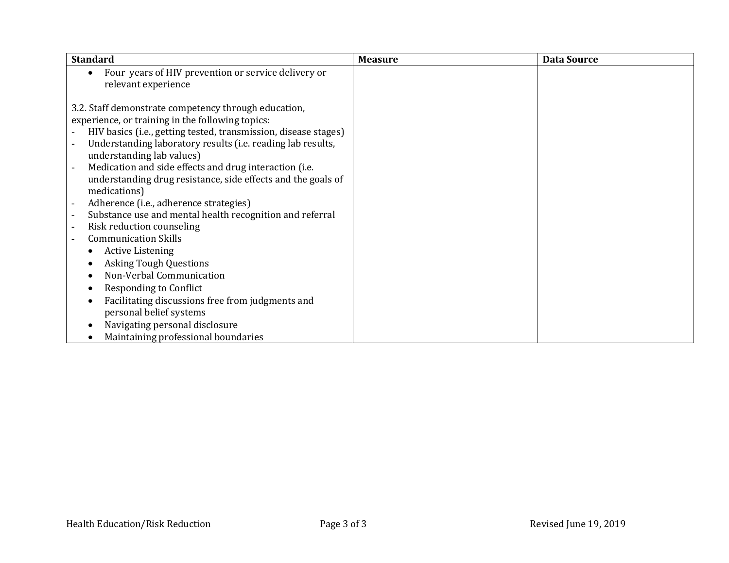| Standard | Measure | Data Source |
|---|---|---|
| • Four years of HIV prevention or service delivery or relevant experience<br><br>3.2. Staff demonstrate competency through education, experience, or training in the following topics:<br>- HIV basics (i.e., getting tested, transmission, disease stages)<br>- Understanding laboratory results (i.e. reading lab results, understanding lab values)<br>- Medication and side effects and drug interaction (i.e. understanding drug resistance, side effects and the goals of medications)<br>- Adherence (i.e., adherence strategies)<br>- Substance use and mental health recognition and referral<br>- Risk reduction counseling<br>- Communication Skills<br>• Active Listening<br>• Asking Tough Questions<br>• Non-Verbal Communication<br>• Responding to Conflict<br>• Facilitating discussions free from judgments and personal belief systems<br>• Navigating personal disclosure<br>• Maintaining professional boundaries | | |